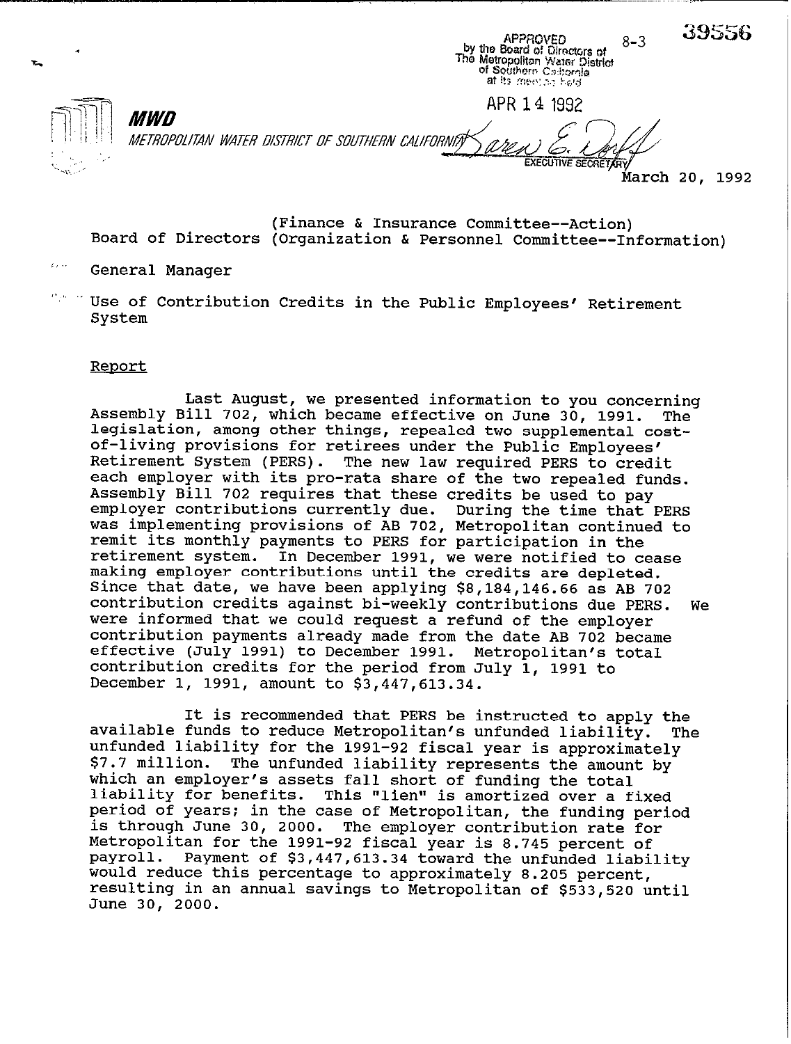APPROVED by the Board of Directors of The Metropolitan Water District of Southern California at its meeting held

APR 14 1992

EXECUTIVE SECRETARY

8-3

39556

**MWD**

*METROPOLITAN WATER DISTRICT OF SOUTHERN CALIFORNIA*

March 20, 1992

(Finance & Insurance Committee--Action)
Board of Directors (Organization & Personnel Committee--Information)

General Manager

Use of Contribution Credits in the Public Employees' Retirement System

Report

Last August, we presented information to you concerning Assembly Bill 702, which became effective on June 30, 1991. The legislation, among other things, repealed two supplemental cost-of-living provisions for retirees under the Public Employees' Retirement System (PERS). The new law required PERS to credit each employer with its pro-rata share of the two repealed funds. Assembly Bill 702 requires that these credits be used to pay employer contributions currently due. During the time that PERS was implementing provisions of AB 702, Metropolitan continued to remit its monthly payments to PERS for participation in the retirement system. In December 1991, we were notified to cease making employer contributions until the credits are depleted. Since that date, we have been applying $8,184,146.66 as AB 702 contribution credits against bi-weekly contributions due PERS. We were informed that we could request a refund of the employer contribution payments already made from the date AB 702 became effective (July 1991) to December 1991. Metropolitan's total contribution credits for the period from July 1, 1991 to December 1, 1991, amount to $3,447,613.34.

It is recommended that PERS be instructed to apply the available funds to reduce Metropolitan's unfunded liability. The unfunded liability for the 1991-92 fiscal year is approximately $7.7 million. The unfunded liability represents the amount by which an employer's assets fall short of funding the total liability for benefits. This "lien" is amortized over a fixed period of years; in the case of Metropolitan, the funding period is through June 30, 2000. The employer contribution rate for Metropolitan for the 1991-92 fiscal year is 8.745 percent of payroll. Payment of $3,447,613.34 toward the unfunded liability would reduce this percentage to approximately 8.205 percent, resulting in an annual savings to Metropolitan of $533,520 until June 30, 2000.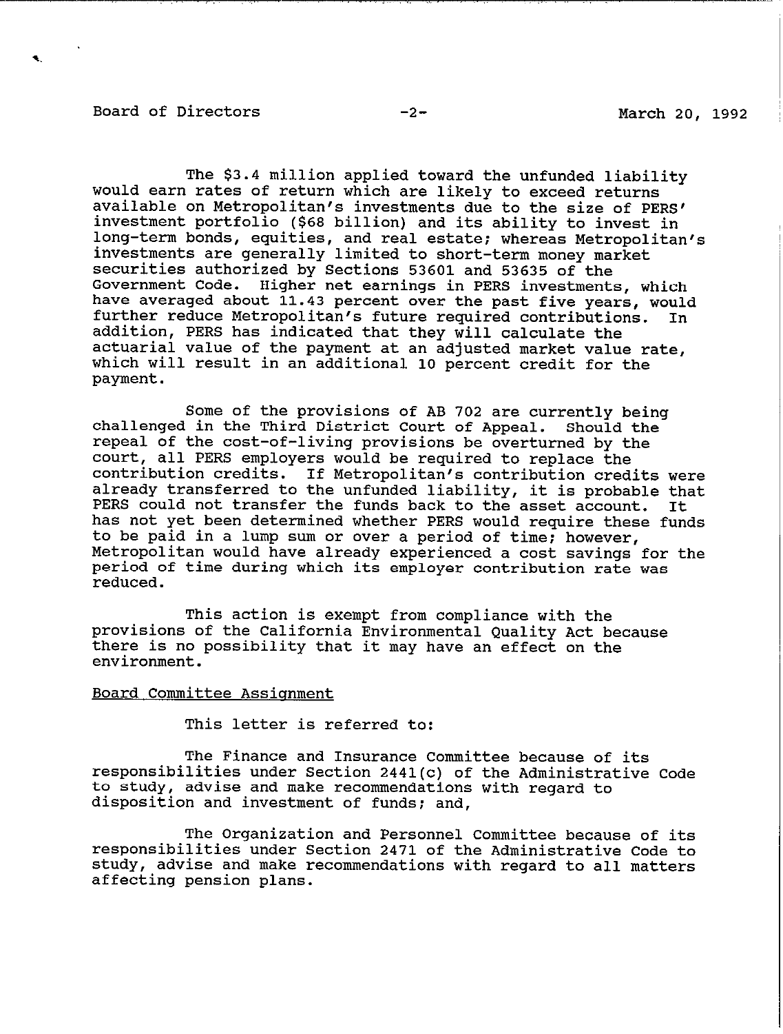The $3.4 million applied toward the unfunded liability would earn rates of return which are likely to exceed returns available on Metropolitan's investments due to the size of PERS' investment portfolio ($68 billion) and its ability to invest in long-term bonds, equities, and real estate; whereas Metropolitan's investments are generally limited to short-term money market securities authorized by Sections 53601 and 53635 of the Government Code. Higher net earnings in PERS investments, which have averaged about 11.43 percent over the past five years, would further reduce Metropolitan's future required contributions. In addition, PERS has indicated that they will calculate the actuarial value of the payment at an adjusted market value rate, which will result in an additional 10 percent credit for the payment.

Some of the provisions of AB 702 are currently being challenged in the Third District Court of Appeal. Should the repeal of the cost-of-living provisions be overturned by the court, all PERS employers would be required to replace the contribution credits. If Metropolitan's contribution credits were already transferred to the unfunded liability, it is probable that PERS could not transfer the funds back to the asset account. It has not yet been determined whether PERS would require these funds to be paid in a lump sum or over a period of time; however, Metropolitan would have already experienced a cost savings for the period of time during which its employer contribution rate was reduced.

This action is exempt from compliance with the provisions of the California Environmental Quality Act because there is no possibility that it may have an effect on the environment.

Board Committee Assignment

This letter is referred to:

The Finance and Insurance Committee because of its responsibilities under Section 2441(c) of the Administrative Code to study, advise and make recommendations with regard to disposition and investment of funds; and,

The Organization and Personnel Committee because of its responsibilities under Section 2471 of the Administrative Code to study, advise and make recommendations with regard to all matters affecting pension plans.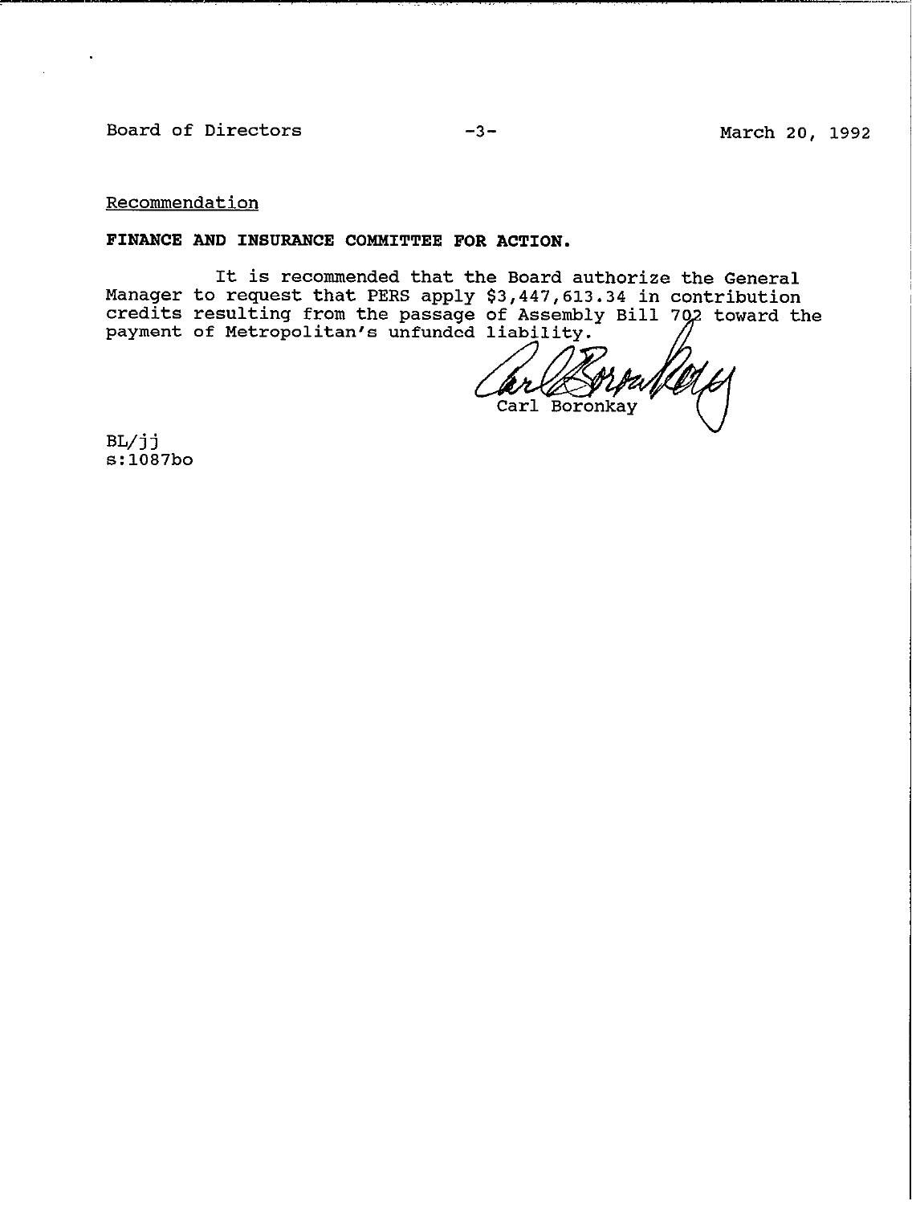Recommendation

**FINANCE AND INSURANCE COMMITTEE FOR ACTION.**

It is recommended that the Board authorize the General Manager to request that PERS apply $3,447,613.34 in contribution credits resulting from the passage of Assembly Bill 702 toward the payment of Metropolitan's unfunded liability.

Carl Boronkay

BL/jj
s:1087bo